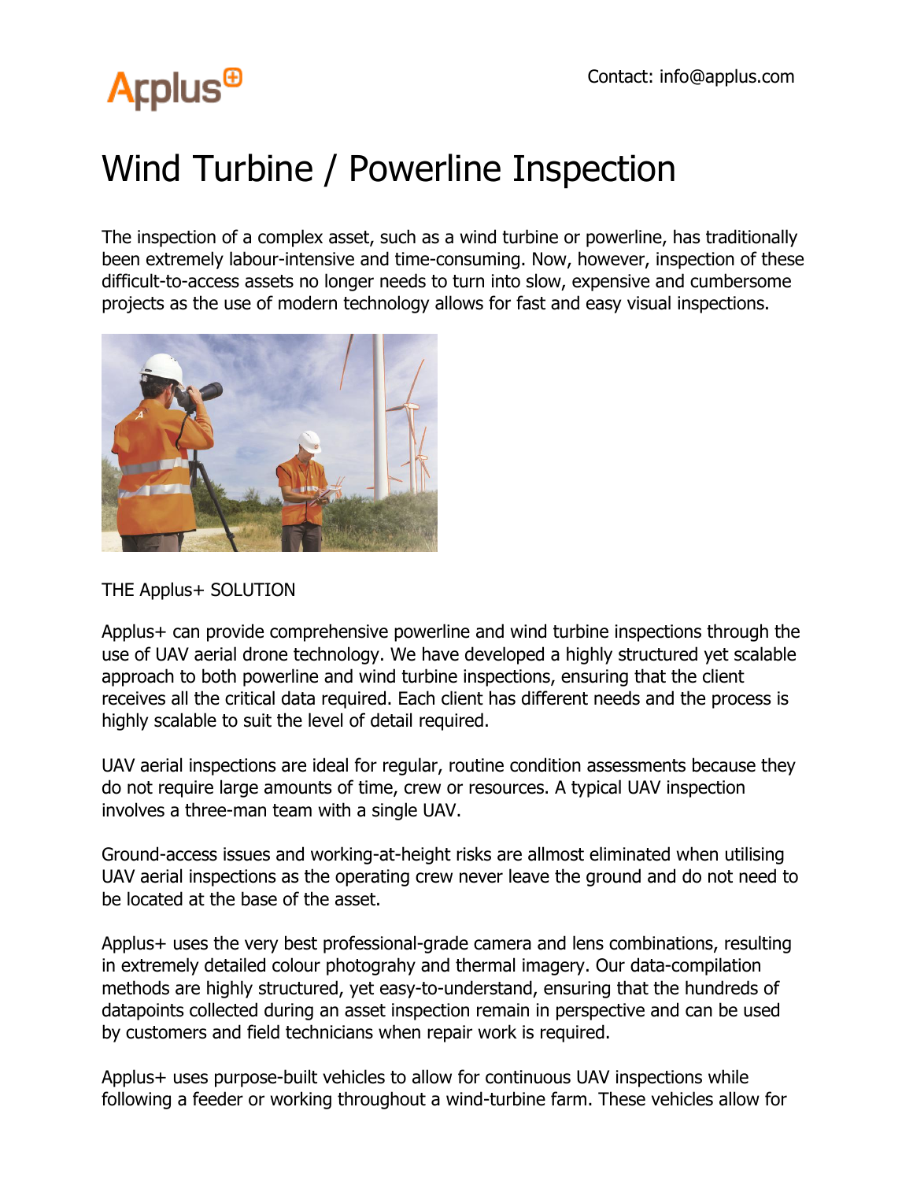Applus+

Contact: info@applus.com

# Wind Turbine / Powerline Inspection

The inspection of a complex asset, such as a wind turbine or powerline, has traditionally been extremely labour-intensive and time-consuming. Now, however, inspection of these difficult-to-access assets no longer needs to turn into slow, expensive and cumbersome projects as the use of modern technology allows for fast and easy visual inspections.

THE Applus+ SOLUTION

Applus+ can provide comprehensive powerline and wind turbine inspections through the use of UAV aerial drone technology. We have developed a highly structured yet scalable approach to both powerline and wind turbine inspections, ensuring that the client receives all the critical data required. Each client has different needs and the process is highly scalable to suit the level of detail required.

UAV aerial inspections are ideal for regular, routine condition assessments because they do not require large amounts of time, crew or resources. A typical UAV inspection involves a three-man team with a single UAV.

Ground-access issues and working-at-height risks are allmost eliminated when utilising UAV aerial inspections as the operating crew never leave the ground and do not need to be located at the base of the asset.

Applus+ uses the very best professional-grade camera and lens combinations, resulting in extremely detailed colour photograhy and thermal imagery. Our data-compilation methods are highly structured, yet easy-to-understand, ensuring that the hundreds of datapoints collected during an asset inspection remain in perspective and can be used by customers and field technicians when repair work is required.

Applus+ uses purpose-built vehicles to allow for continuous UAV inspections while following a feeder or working throughout a wind-turbine farm. These vehicles allow for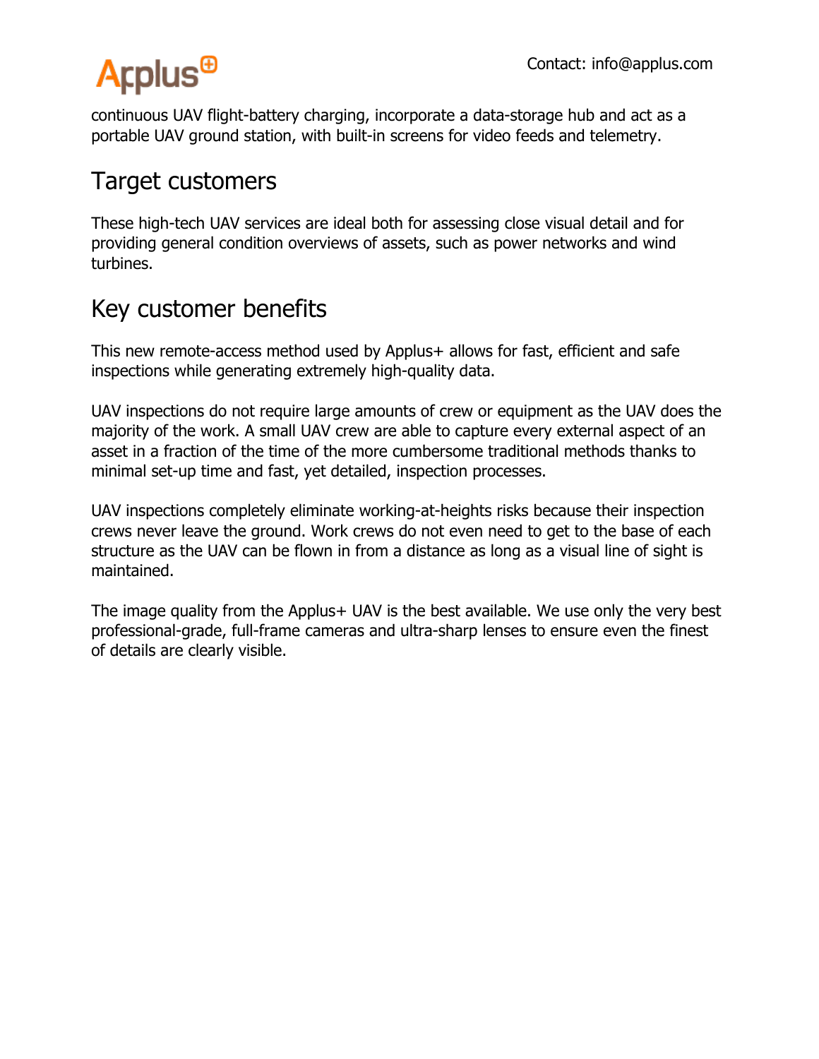continuous UAV flight-battery charging, incorporate a data-storage hub and act as a portable UAV ground station, with built-in screens for video feeds and telemetry.

## Target customers

These high-tech UAV services are ideal both for assessing close visual detail and for providing general condition overviews of assets, such as power networks and wind turbines.

## Key customer benefits

This new remote-access method used by Applus+ allows for fast, efficient and safe inspections while generating extremely high-quality data.

UAV inspections do not require large amounts of crew or equipment as the UAV does the majority of the work. A small UAV crew are able to capture every external aspect of an asset in a fraction of the time of the more cumbersome traditional methods thanks to minimal set-up time and fast, yet detailed, inspection processes.

UAV inspections completely eliminate working-at-heights risks because their inspection crews never leave the ground. Work crews do not even need to get to the base of each structure as the UAV can be flown in from a distance as long as a visual line of sight is maintained.

The image quality from the Applus+ UAV is the best available. We use only the very best professional-grade, full-frame cameras and ultra-sharp lenses to ensure even the finest of details are clearly visible.